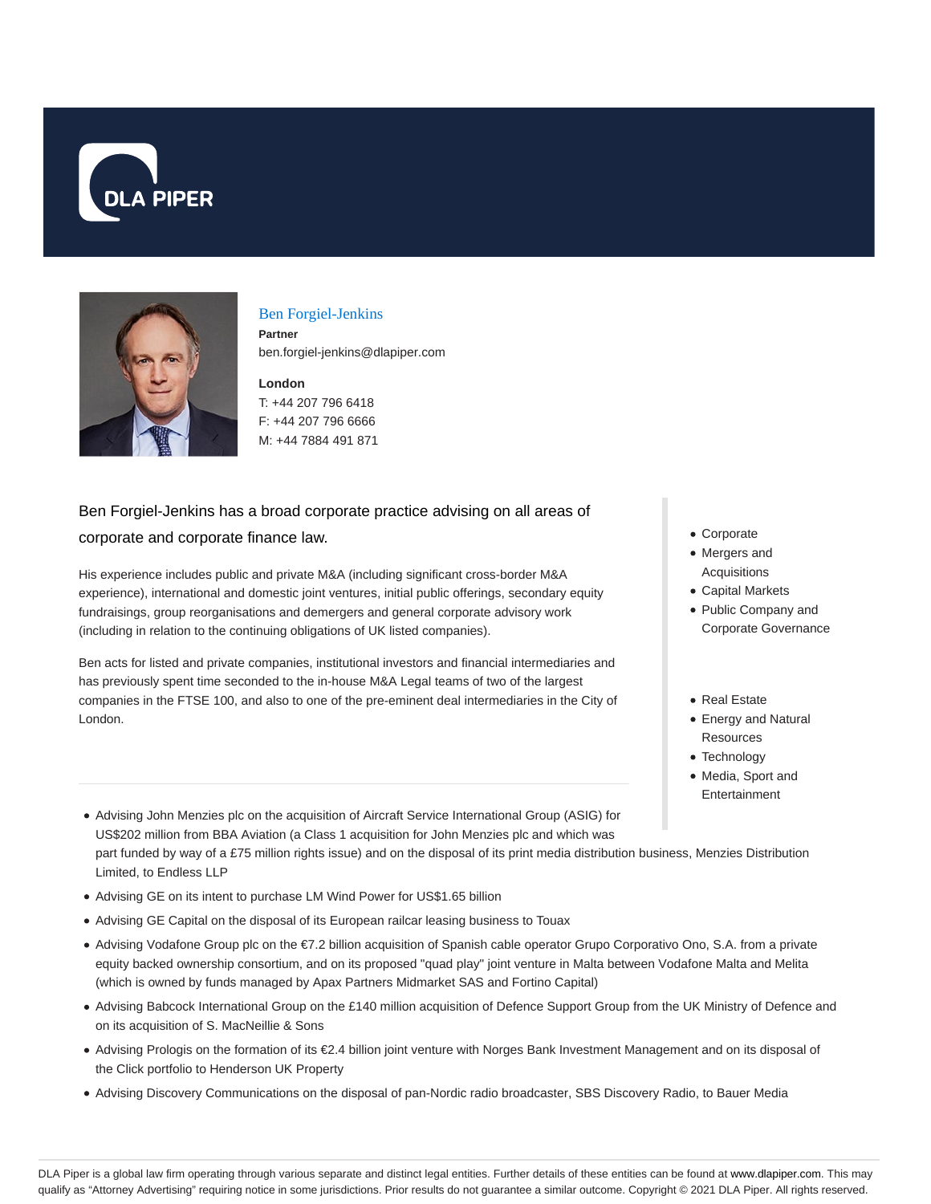# Ben Forgiel-Jenkins

**Partner**

ben.forgiel-jenkins@dlapiper.com

**London**

T: +44 207 796 6418

F: +44 207 796 6666

M: +44 7884 491 871

Ben Forgiel-Jenkins has a broad corporate practice advising on all areas of corporate and corporate finance law.

His experience includes public and private M&A (including significant cross-border M&A experience), international and domestic joint ventures, initial public offerings, secondary equity fundraisings, group reorganisations and demergers and general corporate advisory work (including in relation to the continuing obligations of UK listed companies).

Ben acts for listed and private companies, institutional investors and financial intermediaries and has previously spent time seconded to the in-house M&A Legal teams of two of the largest companies in the FTSE 100, and also to one of the pre-eminent deal intermediaries in the City of London.

- Corporate
- Mergers and Acquisitions
- Capital Markets
- Public Company and Corporate Governance

- Real Estate
- Energy and Natural Resources
- Technology
- Media, Sport and Entertainment

---

- Advising John Menzies plc on the acquisition of Aircraft Service International Group (ASIG) for US$202 million from BBA Aviation (a Class 1 acquisition for John Menzies plc and which was part funded by way of a £75 million rights issue) and on the disposal of its print media distribution business, Menzies Distribution Limited, to Endless LLP
- Advising GE on its intent to purchase LM Wind Power for US$1.65 billion
- Advising GE Capital on the disposal of its European railcar leasing business to Touax
- Advising Vodafone Group plc on the €7.2 billion acquisition of Spanish cable operator Grupo Corporativo Ono, S.A. from a private equity backed ownership consortium, and on its proposed "quad play" joint venture in Malta between Vodafone Malta and Melita (which is owned by funds managed by Apax Partners Midmarket SAS and Fortino Capital)
- Advising Babcock International Group on the £140 million acquisition of Defence Support Group from the UK Ministry of Defence and on its acquisition of S. MacNeillie & Sons
- Advising Prologis on the formation of its €2.4 billion joint venture with Norges Bank Investment Management and on its disposal of the Click portfolio to Henderson UK Property
- Advising Discovery Communications on the disposal of pan-Nordic radio broadcaster, SBS Discovery Radio, to Bauer Media

DLA Piper is a global law firm operating through various separate and distinct legal entities. Further details of these entities can be found at www.dlapiper.com. This may qualify as "Attorney Advertising" requiring notice in some jurisdictions. Prior results do not guarantee a similar outcome. Copyright © 2021 DLA Piper. All rights reserved.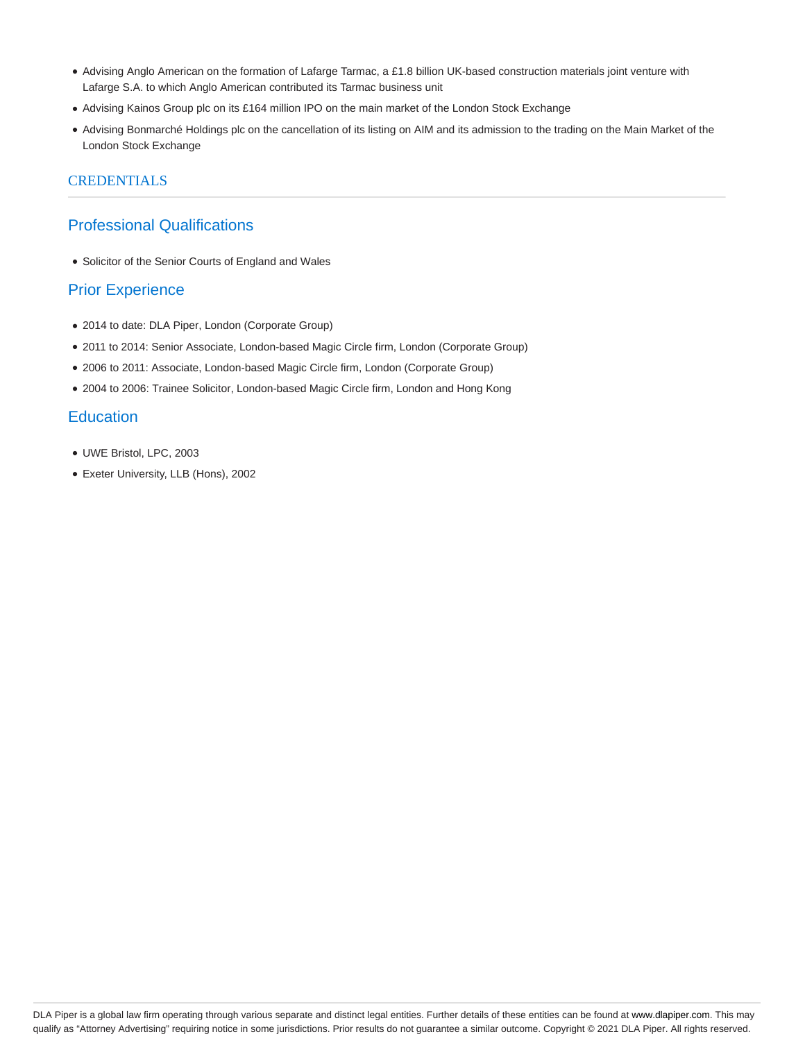- Advising Anglo American on the formation of Lafarge Tarmac, a £1.8 billion UK-based construction materials joint venture with Lafarge S.A. to which Anglo American contributed its Tarmac business unit
- Advising Kainos Group plc on its £164 million IPO on the main market of the London Stock Exchange
- Advising Bonmarché Holdings plc on the cancellation of its listing on AIM and its admission to the trading on the Main Market of the London Stock Exchange

## CREDENTIALS

### Professional Qualifications

- Solicitor of the Senior Courts of England and Wales

### Prior Experience

- 2014 to date: DLA Piper, London (Corporate Group)
- 2011 to 2014: Senior Associate, London-based Magic Circle firm, London (Corporate Group)
- 2006 to 2011: Associate, London-based Magic Circle firm, London (Corporate Group)
- 2004 to 2006: Trainee Solicitor, London-based Magic Circle firm, London and Hong Kong

### Education

- UWE Bristol, LPC, 2003
- Exeter University, LLB (Hons), 2002

DLA Piper is a global law firm operating through various separate and distinct legal entities. Further details of these entities can be found at www.dlapiper.com. This may qualify as "Attorney Advertising" requiring notice in some jurisdictions. Prior results do not guarantee a similar outcome. Copyright © 2021 DLA Piper. All rights reserved.